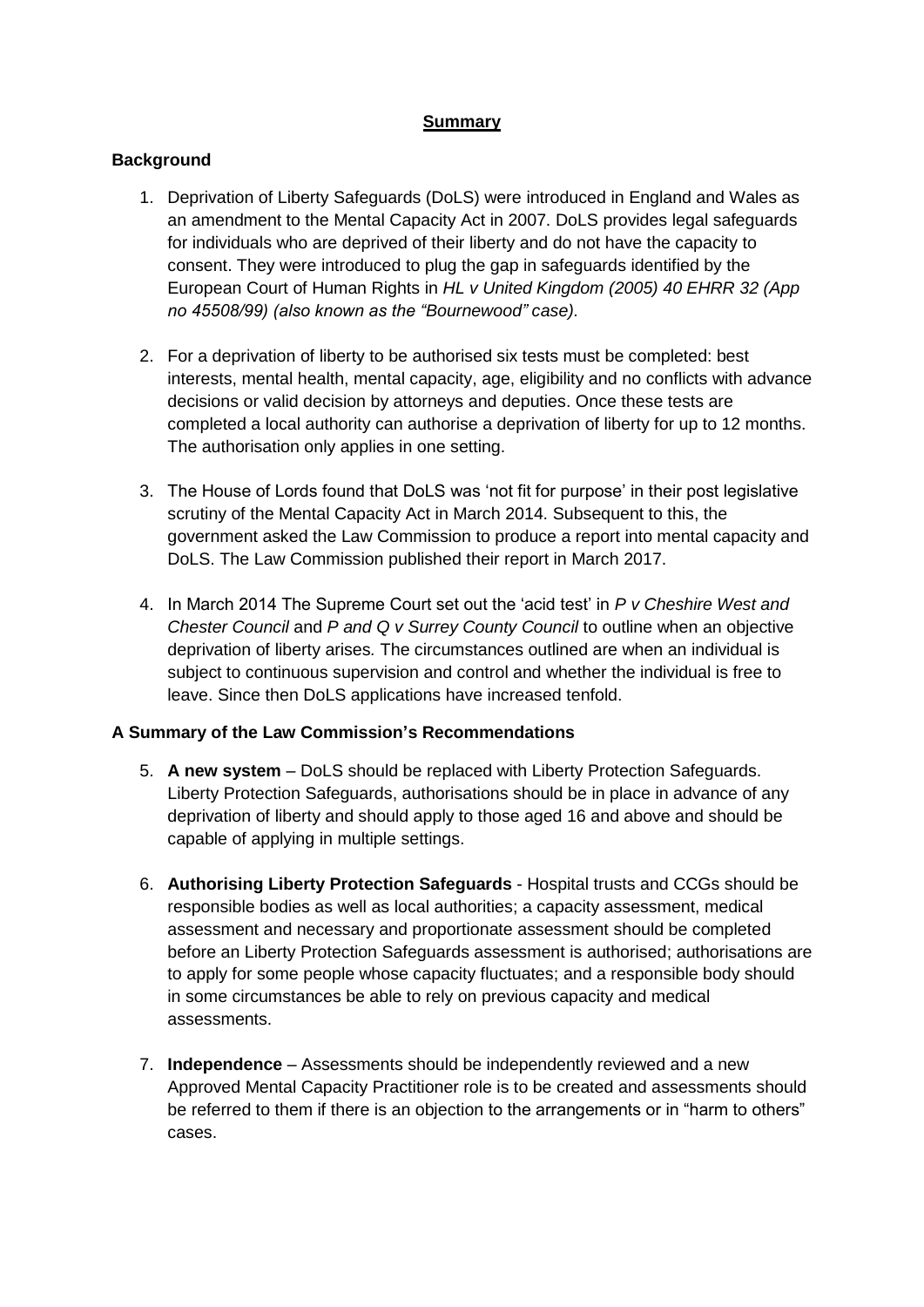# **Summary**

## Background

1. Deprivation of Liberty Safeguards (DoLS) were introduced in England and Wales as an amendment to the Mental Capacity Act in 2007. DoLS provides legal safeguards for individuals who are deprived of their liberty and do not have the capacity to consent. They were introduced to plug the gap in safeguards identified by the European Court of Human Rights in *HL v United Kingdom (2005) 40 EHRR 32 (App no 45508/99) (also known as the "Bournewood" case).*

2. For a deprivation of liberty to be authorised six tests must be completed: best interests, mental health, mental capacity, age, eligibility and no conflicts with advance decisions or valid decision by attorneys and deputies. Once these tests are completed a local authority can authorise a deprivation of liberty for up to 12 months. The authorisation only applies in one setting.

3. The House of Lords found that DoLS was 'not fit for purpose' in their post legislative scrutiny of the Mental Capacity Act in March 2014. Subsequent to this, the government asked the Law Commission to produce a report into mental capacity and DoLS. The Law Commission published their report in March 2017.

4. In March 2014 The Supreme Court set out the 'acid test' in *P v Cheshire West and Chester Council* and *P and Q v Surrey County Council* to outline when an objective deprivation of liberty arises. The circumstances outlined are when an individual is subject to continuous supervision and control and whether the individual is free to leave. Since then DoLS applications have increased tenfold.

## A Summary of the Law Commission's Recommendations

5. **A new system** – DoLS should be replaced with Liberty Protection Safeguards. Liberty Protection Safeguards, authorisations should be in place in advance of any deprivation of liberty and should apply to those aged 16 and above and should be capable of applying in multiple settings.

6. **Authorising Liberty Protection Safeguards** - Hospital trusts and CCGs should be responsible bodies as well as local authorities; a capacity assessment, medical assessment and necessary and proportionate assessment should be completed before an Liberty Protection Safeguards assessment is authorised; authorisations are to apply for some people whose capacity fluctuates; and a responsible body should in some circumstances be able to rely on previous capacity and medical assessments.

7. **Independence** – Assessments should be independently reviewed and a new Approved Mental Capacity Practitioner role is to be created and assessments should be referred to them if there is an objection to the arrangements or in "harm to others" cases.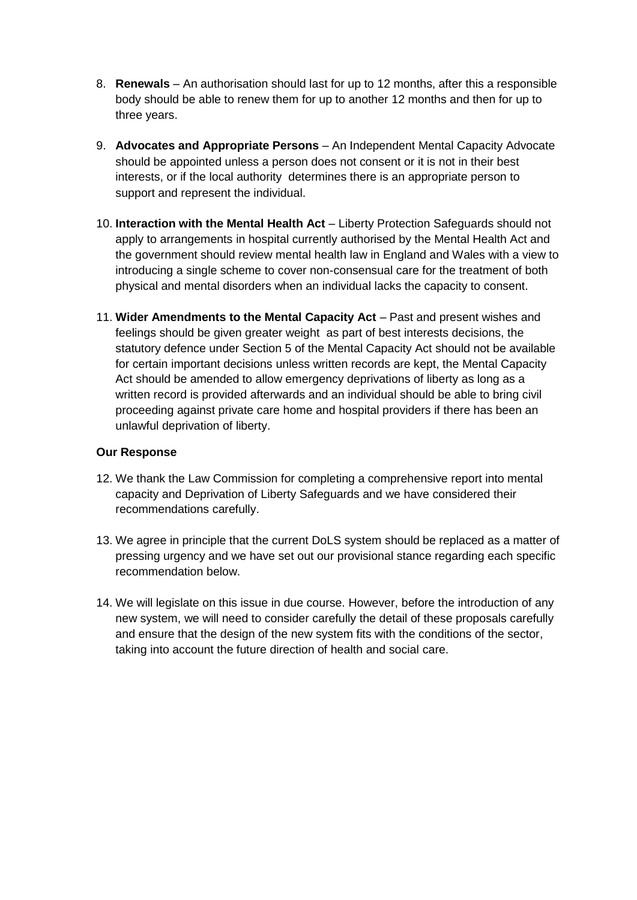8. **Renewals** – An authorisation should last for up to 12 months, after this a responsible body should be able to renew them for up to another 12 months and then for up to three years.

9. **Advocates and Appropriate Persons** – An Independent Mental Capacity Advocate should be appointed unless a person does not consent or it is not in their best interests, or if the local authority determines there is an appropriate person to support and represent the individual.

10. **Interaction with the Mental Health Act** – Liberty Protection Safeguards should not apply to arrangements in hospital currently authorised by the Mental Health Act and the government should review mental health law in England and Wales with a view to introducing a single scheme to cover non-consensual care for the treatment of both physical and mental disorders when an individual lacks the capacity to consent.

11. **Wider Amendments to the Mental Capacity Act** – Past and present wishes and feelings should be given greater weight as part of best interests decisions, the statutory defence under Section 5 of the Mental Capacity Act should not be available for certain important decisions unless written records are kept, the Mental Capacity Act should be amended to allow emergency deprivations of liberty as long as a written record is provided afterwards and an individual should be able to bring civil proceeding against private care home and hospital providers if there has been an unlawful deprivation of liberty.

**Our Response**

12. We thank the Law Commission for completing a comprehensive report into mental capacity and Deprivation of Liberty Safeguards and we have considered their recommendations carefully.

13. We agree in principle that the current DoLS system should be replaced as a matter of pressing urgency and we have set out our provisional stance regarding each specific recommendation below.

14. We will legislate on this issue in due course. However, before the introduction of any new system, we will need to consider carefully the detail of these proposals carefully and ensure that the design of the new system fits with the conditions of the sector, taking into account the future direction of health and social care.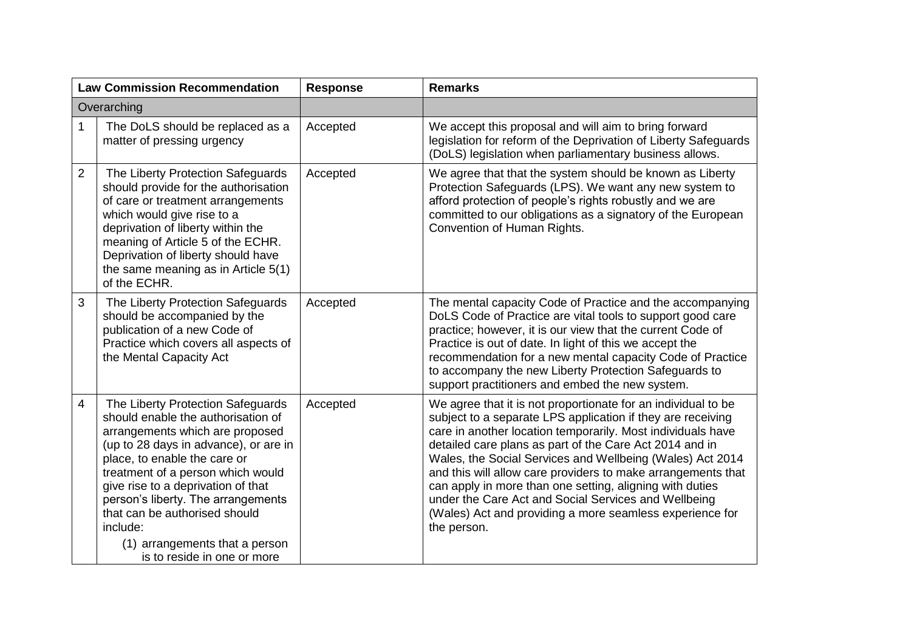| | Law Commission Recommendation | Response | Remarks |
|---|---|---|---|
| Overarching | | | |
| 1 | The DoLS should be replaced as a matter of pressing urgency | Accepted | We accept this proposal and will aim to bring forward legislation for reform of the Deprivation of Liberty Safeguards (DoLS) legislation when parliamentary business allows. |
| 2 | The Liberty Protection Safeguards should provide for the authorisation of care or treatment arrangements which would give rise to a deprivation of liberty within the meaning of Article 5 of the ECHR. Deprivation of liberty should have the same meaning as in Article 5(1) of the ECHR. | Accepted | We agree that that the system should be known as Liberty Protection Safeguards (LPS). We want any new system to afford protection of people's rights robustly and we are committed to our obligations as a signatory of the European Convention of Human Rights. |
| 3 | The Liberty Protection Safeguards should be accompanied by the publication of a new Code of Practice which covers all aspects of the Mental Capacity Act | Accepted | The mental capacity Code of Practice and the accompanying DoLS Code of Practice are vital tools to support good care practice; however, it is our view that the current Code of Practice is out of date. In light of this we accept the recommendation for a new mental capacity Code of Practice to accompany the new Liberty Protection Safeguards to support practitioners and embed the new system. |
| 4 | The Liberty Protection Safeguards should enable the authorisation of arrangements which are proposed (up to 28 days in advance), or are in place, to enable the care or treatment of a person which would give rise to a deprivation of that person's liberty. The arrangements that can be authorised should include:<br>(1) arrangements that a person is to reside in one or more | Accepted | We agree that it is not proportionate for an individual to be subject to a separate LPS application if they are receiving care in another location temporarily. Most individuals have detailed care plans as part of the Care Act 2014 and in Wales, the Social Services and Wellbeing (Wales) Act 2014 and this will allow care providers to make arrangements that can apply in more than one setting, aligning with duties under the Care Act and Social Services and Wellbeing (Wales) Act and providing a more seamless experience for the person. |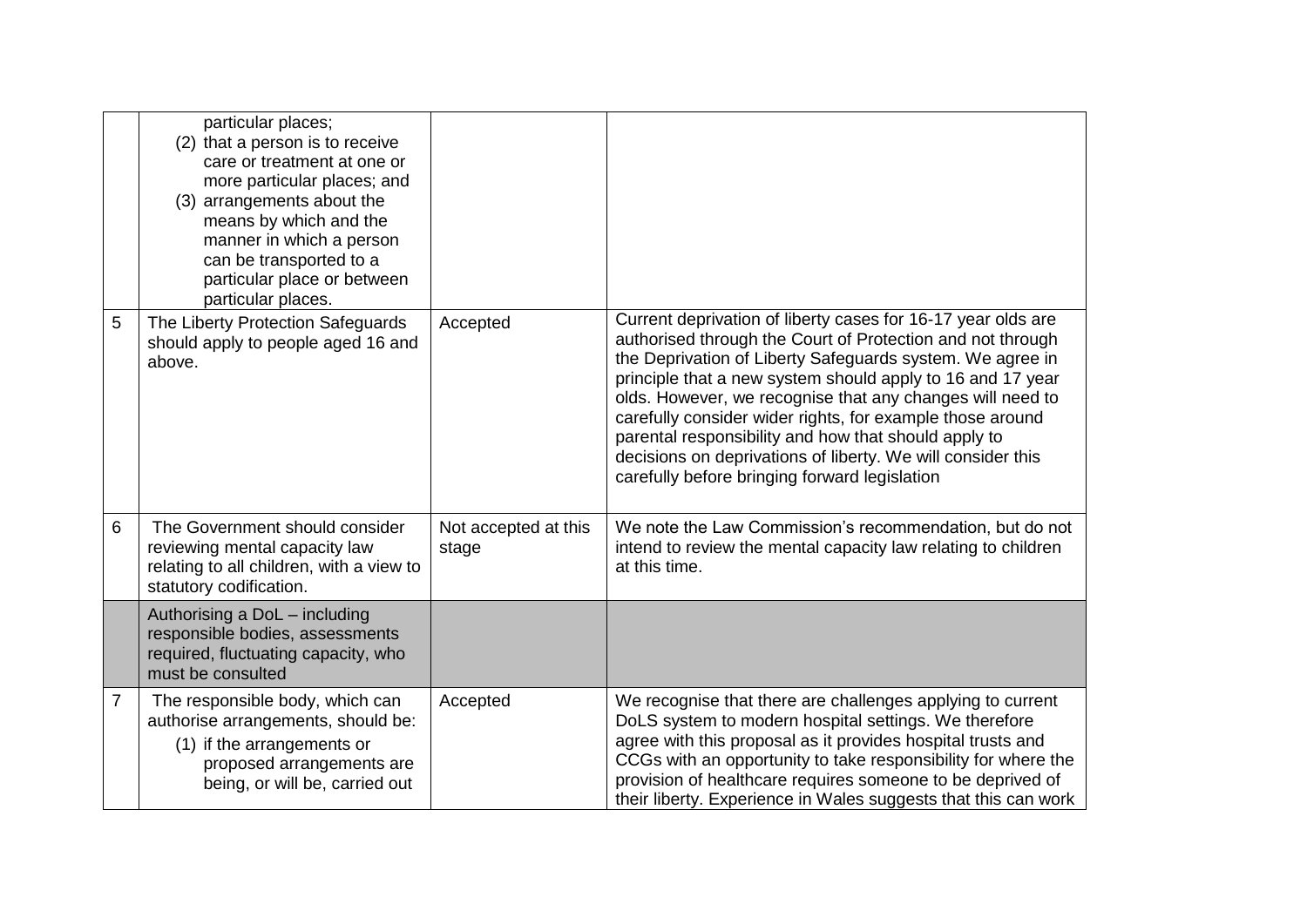| | | | |
|---|---|---|---|
| | particular places;<br>(2) that a person is to receive care or treatment at one or more particular places; and<br>(3) arrangements about the means by which and the manner in which a person can be transported to a particular place or between particular places. | | |
| 5 | The Liberty Protection Safeguards should apply to people aged 16 and above. | Accepted | Current deprivation of liberty cases for 16-17 year olds are authorised through the Court of Protection and not through the Deprivation of Liberty Safeguards system. We agree in principle that a new system should apply to 16 and 17 year olds. However, we recognise that any changes will need to carefully consider wider rights, for example those around parental responsibility and how that should apply to decisions on deprivations of liberty. We will consider this carefully before bringing forward legislation |
| 6 | The Government should consider reviewing mental capacity law relating to all children, with a view to statutory codification. | Not accepted at this stage | We note the Law Commission's recommendation, but do not intend to review the mental capacity law relating to children at this time. |
| | Authorising a DoL – including responsible bodies, assessments required, fluctuating capacity, who must be consulted | | |
| 7 | The responsible body, which can authorise arrangements, should be:<br>(1) if the arrangements or proposed arrangements are being, or will be, carried out | Accepted | We recognise that there are challenges applying to current DoLS system to modern hospital settings. We therefore agree with this proposal as it provides hospital trusts and CCGs with an opportunity to take responsibility for where the provision of healthcare requires someone to be deprived of their liberty. Experience in Wales suggests that this can work |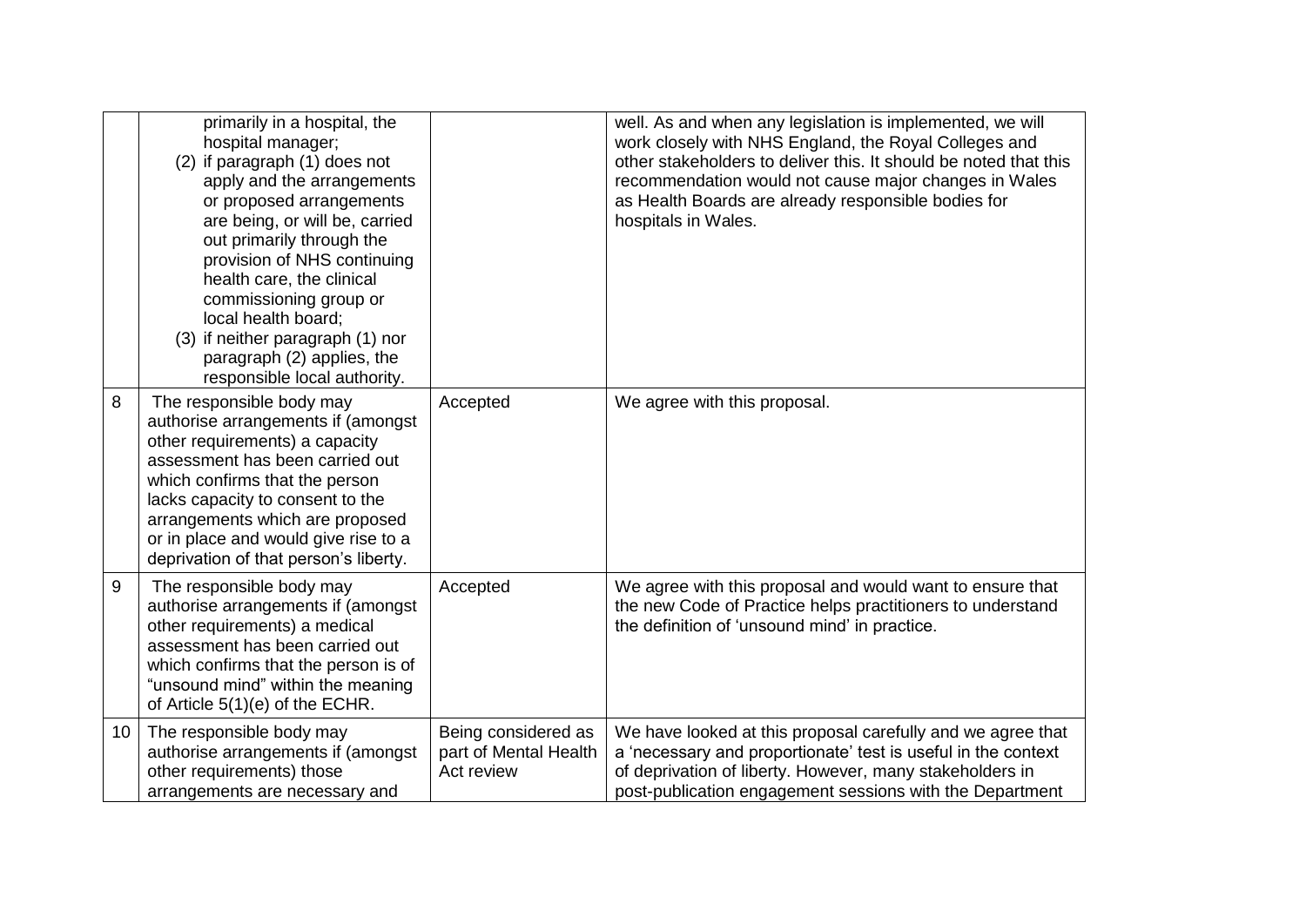| | | | |
|---|---|---|---|
| | primarily in a hospital, the hospital manager;<br>(2) if paragraph (1) does not apply and the arrangements or proposed arrangements are being, or will be, carried out primarily through the provision of NHS continuing health care, the clinical commissioning group or local health board;<br>(3) if neither paragraph (1) nor paragraph (2) applies, the responsible local authority. | | well. As and when any legislation is implemented, we will work closely with NHS England, the Royal Colleges and other stakeholders to deliver this. It should be noted that this recommendation would not cause major changes in Wales as Health Boards are already responsible bodies for hospitals in Wales. |
| 8 | The responsible body may authorise arrangements if (amongst other requirements) a capacity assessment has been carried out which confirms that the person lacks capacity to consent to the arrangements which are proposed or in place and would give rise to a deprivation of that person's liberty. | Accepted | We agree with this proposal. |
| 9 | The responsible body may authorise arrangements if (amongst other requirements) a medical assessment has been carried out which confirms that the person is of "unsound mind" within the meaning of Article 5(1)(e) of the ECHR. | Accepted | We agree with this proposal and would want to ensure that the new Code of Practice helps practitioners to understand the definition of 'unsound mind' in practice. |
| 10 | The responsible body may authorise arrangements if (amongst other requirements) those arrangements are necessary and | Being considered as part of Mental Health Act review | We have looked at this proposal carefully and we agree that a 'necessary and proportionate' test is useful in the context of deprivation of liberty. However, many stakeholders in post-publication engagement sessions with the Department |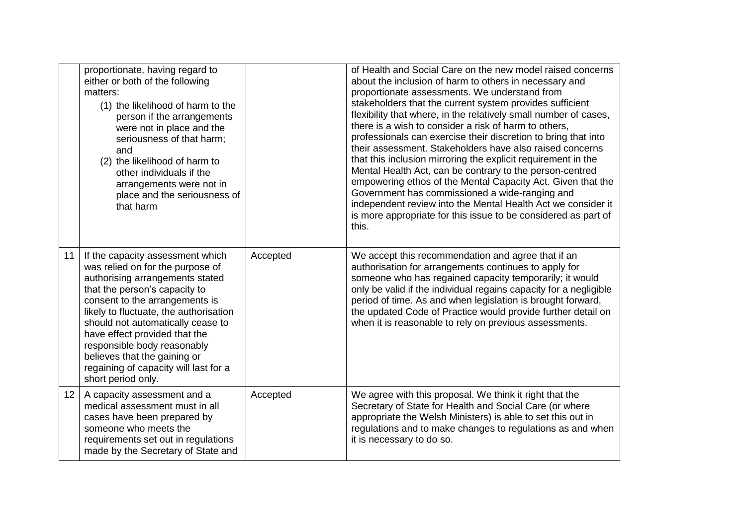| | | | |
|---|---|---|---|
| | proportionate, having regard to either or both of the following matters:<br>(1) the likelihood of harm to the person if the arrangements were not in place and the seriousness of that harm; and<br>(2) the likelihood of harm to other individuals if the arrangements were not in place and the seriousness of that harm | | of Health and Social Care on the new model raised concerns about the inclusion of harm to others in necessary and proportionate assessments. We understand from stakeholders that the current system provides sufficient flexibility that where, in the relatively small number of cases, there is a wish to consider a risk of harm to others, professionals can exercise their discretion to bring that into their assessment. Stakeholders have also raised concerns that this inclusion mirroring the explicit requirement in the Mental Health Act, can be contrary to the person-centred empowering ethos of the Mental Capacity Act. Given that the Government has commissioned a wide-ranging and independent review into the Mental Health Act we consider it is more appropriate for this issue to be considered as part of this. |
| 11 | If the capacity assessment which was relied on for the purpose of authorising arrangements stated that the person's capacity to consent to the arrangements is likely to fluctuate, the authorisation should not automatically cease to have effect provided that the responsible body reasonably believes that the gaining or regaining of capacity will last for a short period only. | Accepted | We accept this recommendation and agree that if an authorisation for arrangements continues to apply for someone who has regained capacity temporarily; it would only be valid if the individual regains capacity for a negligible period of time. As and when legislation is brought forward, the updated Code of Practice would provide further detail on when it is reasonable to rely on previous assessments. |
| 12 | A capacity assessment and a medical assessment must in all cases have been prepared by someone who meets the requirements set out in regulations made by the Secretary of State and | Accepted | We agree with this proposal. We think it right that the Secretary of State for Health and Social Care (or where appropriate the Welsh Ministers) is able to set this out in regulations and to make changes to regulations as and when it is necessary to do so. |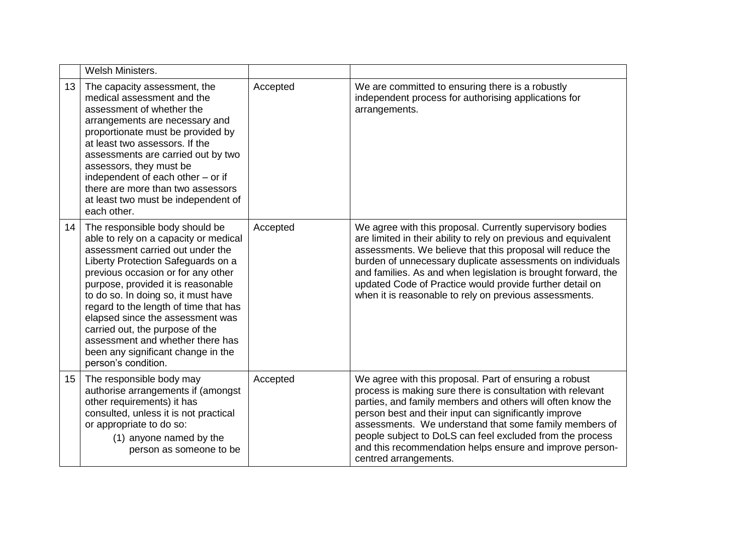| | | | |
|---|---|---|---|
| | Welsh Ministers. | | |
| 13 | The capacity assessment, the medical assessment and the assessment of whether the arrangements are necessary and proportionate must be provided by at least two assessors. If the assessments are carried out by two assessors, they must be independent of each other – or if there are more than two assessors at least two must be independent of each other. | Accepted | We are committed to ensuring there is a robustly independent process for authorising applications for arrangements. |
| 14 | The responsible body should be able to rely on a capacity or medical assessment carried out under the Liberty Protection Safeguards on a previous occasion or for any other purpose, provided it is reasonable to do so. In doing so, it must have regard to the length of time that has elapsed since the assessment was carried out, the purpose of the assessment and whether there has been any significant change in the person's condition. | Accepted | We agree with this proposal. Currently supervisory bodies are limited in their ability to rely on previous and equivalent assessments. We believe that this proposal will reduce the burden of unnecessary duplicate assessments on individuals and families. As and when legislation is brought forward, the updated Code of Practice would provide further detail on when it is reasonable to rely on previous assessments. |
| 15 | The responsible body may authorise arrangements if (amongst other requirements) it has consulted, unless it is not practical or appropriate to do so:<br>(1) anyone named by the person as someone to be | Accepted | We agree with this proposal. Part of ensuring a robust process is making sure there is consultation with relevant parties, and family members and others will often know the person best and their input can significantly improve assessments. We understand that some family members of people subject to DoLS can feel excluded from the process and this recommendation helps ensure and improve person-centred arrangements. |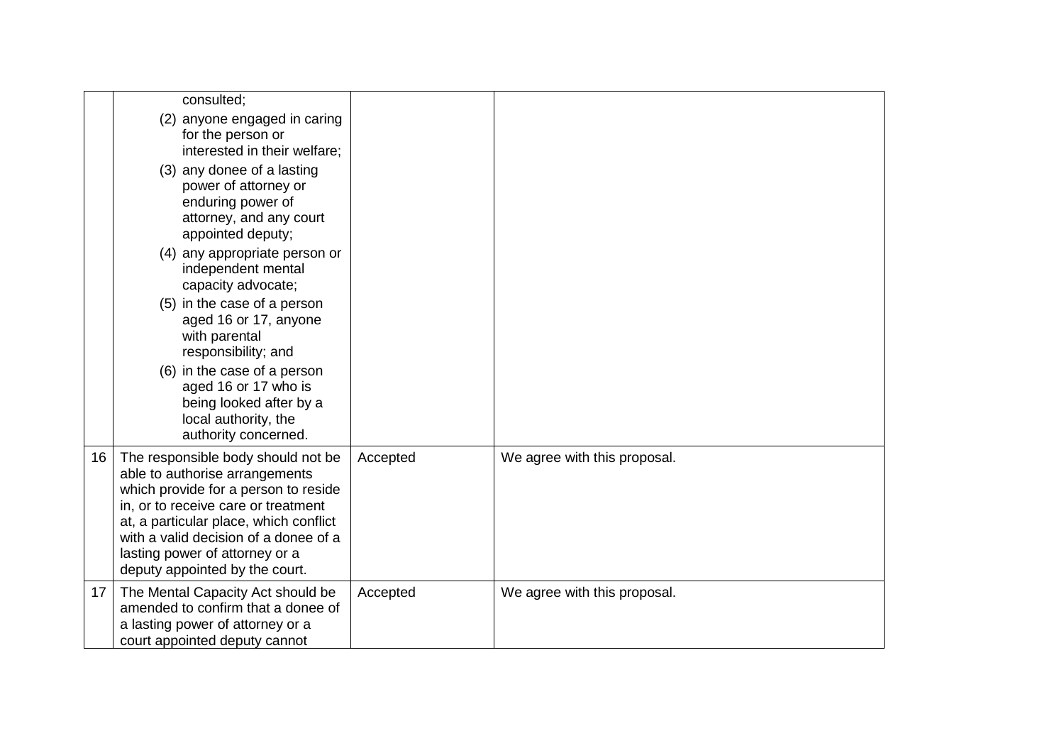| | | | |
|---|---|---|---|
| | consulted;<br>(2) anyone engaged in caring for the person or interested in their welfare;<br>(3) any donee of a lasting power of attorney or enduring power of attorney, and any court appointed deputy;<br>(4) any appropriate person or independent mental capacity advocate;<br>(5) in the case of a person aged 16 or 17, anyone with parental responsibility; and<br>(6) in the case of a person aged 16 or 17 who is being looked after by a local authority, the authority concerned. | | |
| 16 | The responsible body should not be able to authorise arrangements which provide for a person to reside in, or to receive care or treatment at, a particular place, which conflict with a valid decision of a donee of a lasting power of attorney or a deputy appointed by the court. | Accepted | We agree with this proposal. |
| 17 | The Mental Capacity Act should be amended to confirm that a donee of a lasting power of attorney or a court appointed deputy cannot | Accepted | We agree with this proposal. |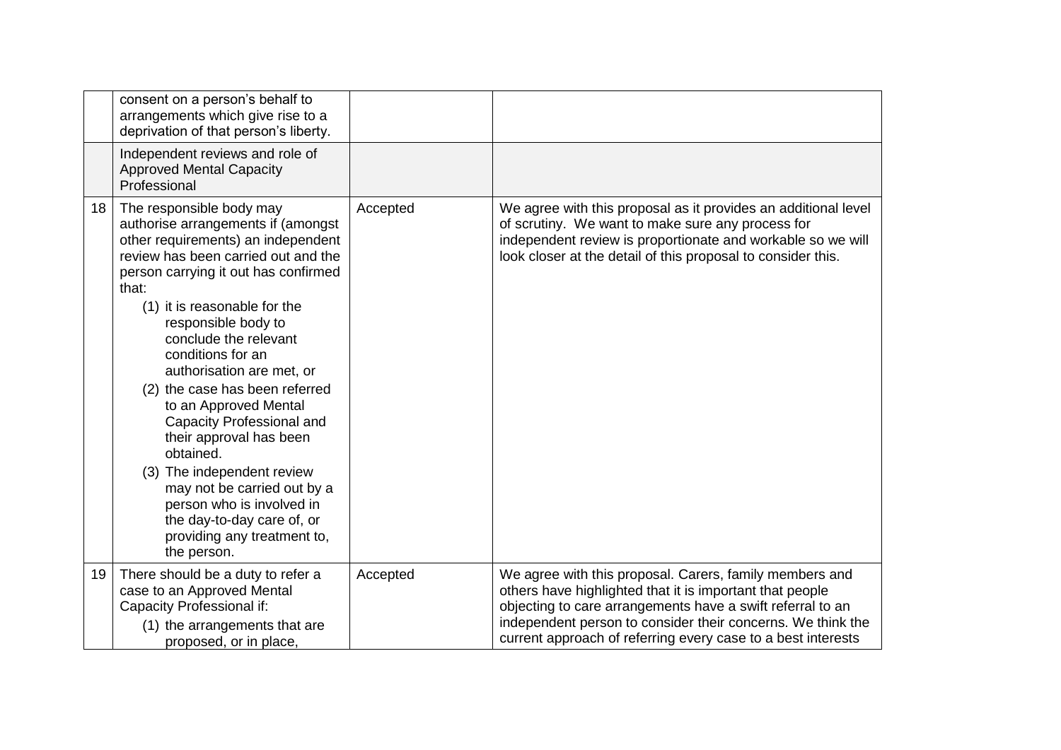| | | | |
|---|---|---|---|
| | consent on a person's behalf to arrangements which give rise to a deprivation of that person's liberty. | | |
| | Independent reviews and role of Approved Mental Capacity Professional | | |
| 18 | The responsible body may authorise arrangements if (amongst other requirements) an independent review has been carried out and the person carrying it out has confirmed that:<br>(1) it is reasonable for the responsible body to conclude the relevant conditions for an authorisation are met, or<br>(2) the case has been referred to an Approved Mental Capacity Professional and their approval has been obtained.<br>(3) The independent review may not be carried out by a person who is involved in the day-to-day care of, or providing any treatment to, the person. | Accepted | We agree with this proposal as it provides an additional level of scrutiny. We want to make sure any process for independent review is proportionate and workable so we will look closer at the detail of this proposal to consider this. |
| 19 | There should be a duty to refer a case to an Approved Mental Capacity Professional if:<br>(1) the arrangements that are proposed, or in place, | Accepted | We agree with this proposal. Carers, family members and others have highlighted that it is important that people objecting to care arrangements have a swift referral to an independent person to consider their concerns. We think the current approach of referring every case to a best interests |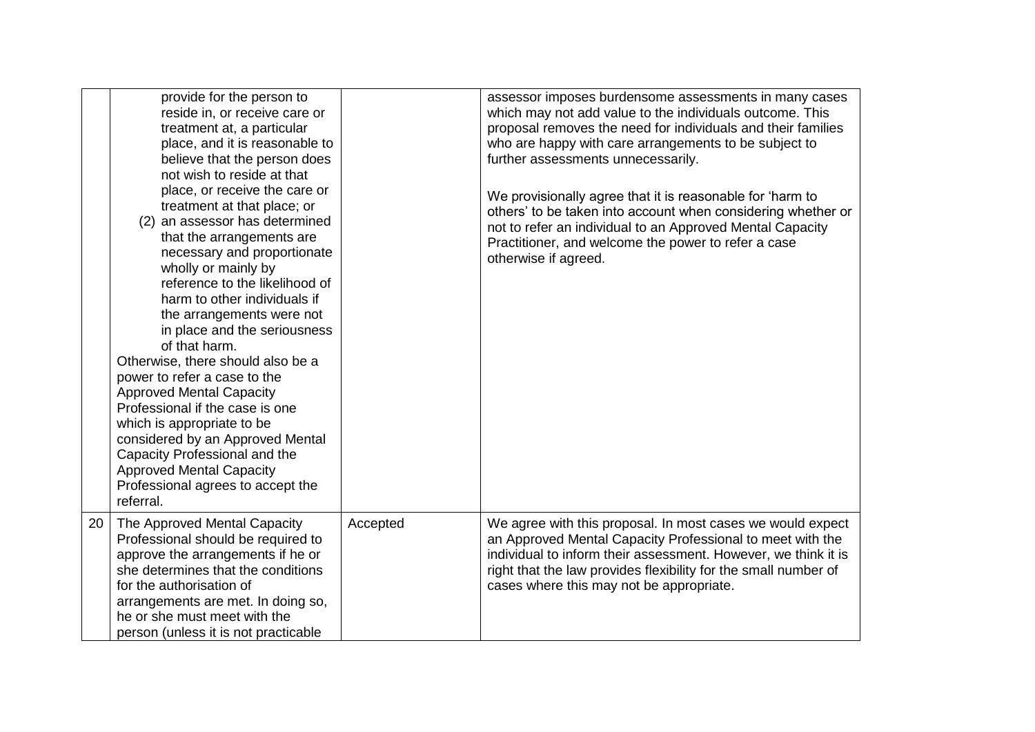| | | | |
|---|---|---|---|
| | provide for the person to reside in, or receive care or treatment at, a particular place, and it is reasonable to believe that the person does not wish to reside at that place, or receive the care or treatment at that place; or<br>(2) an assessor has determined that the arrangements are necessary and proportionate wholly or mainly by reference to the likelihood of harm to other individuals if the arrangements were not in place and the seriousness of that harm.<br>Otherwise, there should also be a power to refer a case to the Approved Mental Capacity Professional if the case is one which is appropriate to be considered by an Approved Mental Capacity Professional and the Approved Mental Capacity Professional agrees to accept the referral. | | assessor imposes burdensome assessments in many cases which may not add value to the individuals outcome. This proposal removes the need for individuals and their families who are happy with care arrangements to be subject to further assessments unnecessarily.<br><br>We provisionally agree that it is reasonable for 'harm to others' to be taken into account when considering whether or not to refer an individual to an Approved Mental Capacity Practitioner, and welcome the power to refer a case otherwise if agreed. |
| 20 | The Approved Mental Capacity Professional should be required to approve the arrangements if he or she determines that the conditions for the authorisation of arrangements are met. In doing so, he or she must meet with the person (unless it is not practicable | Accepted | We agree with this proposal. In most cases we would expect an Approved Mental Capacity Professional to meet with the individual to inform their assessment. However, we think it is right that the law provides flexibility for the small number of cases where this may not be appropriate. |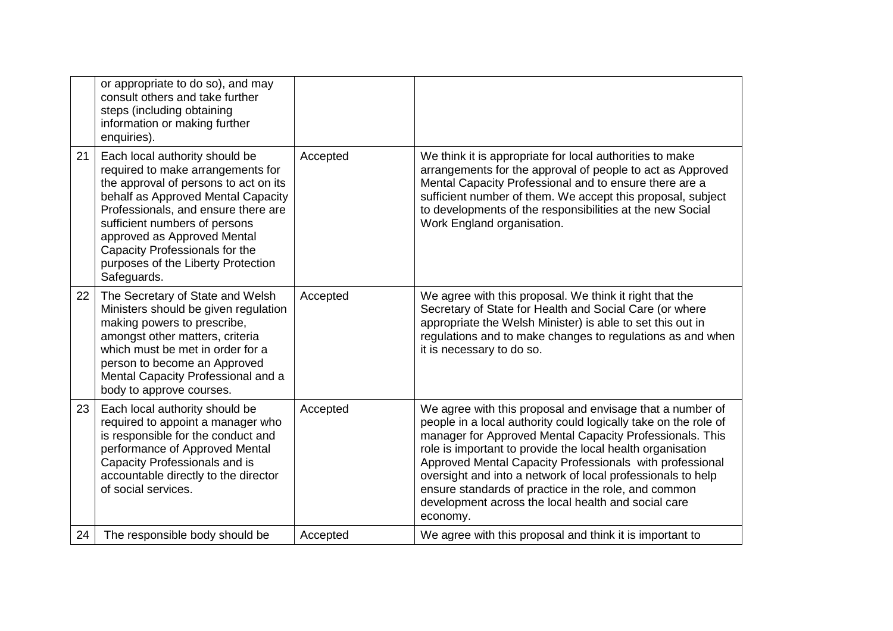| | | | |
|---|---|---|---|
| | or appropriate to do so), and may consult others and take further steps (including obtaining information or making further enquiries). | | |
| 21 | Each local authority should be required to make arrangements for the approval of persons to act on its behalf as Approved Mental Capacity Professionals, and ensure there are sufficient numbers of persons approved as Approved Mental Capacity Professionals for the purposes of the Liberty Protection Safeguards. | Accepted | We think it is appropriate for local authorities to make arrangements for the approval of people to act as Approved Mental Capacity Professional and to ensure there are a sufficient number of them. We accept this proposal, subject to developments of the responsibilities at the new Social Work England organisation. |
| 22 | The Secretary of State and Welsh Ministers should be given regulation making powers to prescribe, amongst other matters, criteria which must be met in order for a person to become an Approved Mental Capacity Professional and a body to approve courses. | Accepted | We agree with this proposal. We think it right that the Secretary of State for Health and Social Care (or where appropriate the Welsh Minister) is able to set this out in regulations and to make changes to regulations as and when it is necessary to do so. |
| 23 | Each local authority should be required to appoint a manager who is responsible for the conduct and performance of Approved Mental Capacity Professionals and is accountable directly to the director of social services. | Accepted | We agree with this proposal and envisage that a number of people in a local authority could logically take on the role of manager for Approved Mental Capacity Professionals. This role is important to provide the local health organisation Approved Mental Capacity Professionals with professional oversight and into a network of local professionals to help ensure standards of practice in the role, and common development across the local health and social care economy. |
| 24 | The responsible body should be | Accepted | We agree with this proposal and think it is important to |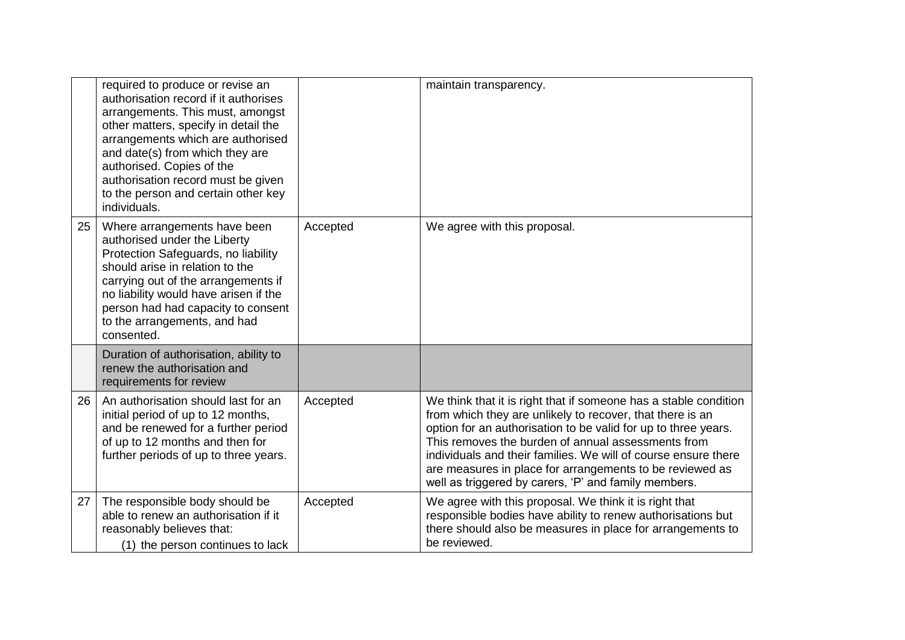| | | | |
|---|---|---|---|
| | required to produce or revise an authorisation record if it authorises arrangements. This must, amongst other matters, specify in detail the arrangements which are authorised and date(s) from which they are authorised. Copies of the authorisation record must be given to the person and certain other key individuals. | | maintain transparency. |
| 25 | Where arrangements have been authorised under the Liberty Protection Safeguards, no liability should arise in relation to the carrying out of the arrangements if no liability would have arisen if the person had had capacity to consent to the arrangements, and had consented. | Accepted | We agree with this proposal. |
| | Duration of authorisation, ability to renew the authorisation and requirements for review | | |
| 26 | An authorisation should last for an initial period of up to 12 months, and be renewed for a further period of up to 12 months and then for further periods of up to three years. | Accepted | We think that it is right that if someone has a stable condition from which they are unlikely to recover, that there is an option for an authorisation to be valid for up to three years. This removes the burden of annual assessments from individuals and their families. We will of course ensure there are measures in place for arrangements to be reviewed as well as triggered by carers, 'P' and family members. |
| 27 | The responsible body should be able to renew an authorisation if it reasonably believes that:<br>(1) the person continues to lack | Accepted | We agree with this proposal. We think it is right that responsible bodies have ability to renew authorisations but there should also be measures in place for arrangements to be reviewed. |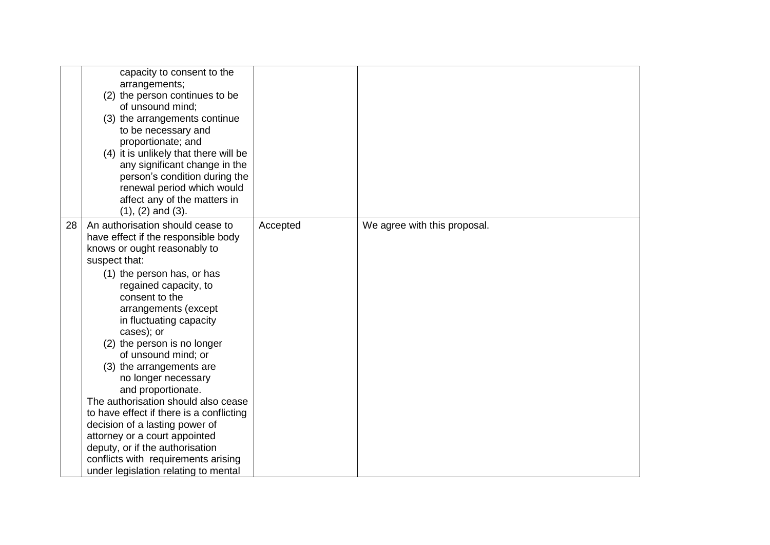| | | | |
|---|---|---|---|
| | capacity to consent to the arrangements;<br>(2) the person continues to be of unsound mind;<br>(3) the arrangements continue to be necessary and proportionate; and<br>(4) it is unlikely that there will be any significant change in the person's condition during the renewal period which would affect any of the matters in (1), (2) and (3). | | |
| 28 | An authorisation should cease to have effect if the responsible body knows or ought reasonably to suspect that:<br>(1) the person has, or has regained capacity, to consent to the arrangements (except in fluctuating capacity cases); or<br>(2) the person is no longer of unsound mind; or<br>(3) the arrangements are no longer necessary and proportionate.<br>The authorisation should also cease to have effect if there is a conflicting decision of a lasting power of attorney or a court appointed deputy, or if the authorisation conflicts with requirements arising under legislation relating to mental | Accepted | We agree with this proposal. |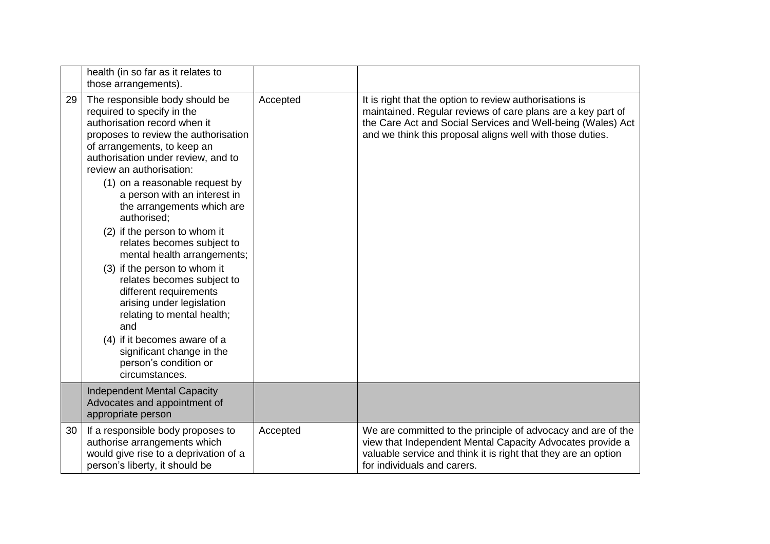| | | | |
|---|---|---|---|
| | health (in so far as it relates to those arrangements). | | |
| 29 | The responsible body should be required to specify in the authorisation record when it proposes to review the authorisation of arrangements, to keep an authorisation under review, and to review an authorisation:<br>(1) on a reasonable request by a person with an interest in the arrangements which are authorised;<br>(2) if the person to whom it relates becomes subject to mental health arrangements;<br>(3) if the person to whom it relates becomes subject to different requirements arising under legislation relating to mental health; and<br>(4) if it becomes aware of a significant change in the person's condition or circumstances. | Accepted | It is right that the option to review authorisations is maintained. Regular reviews of care plans are a key part of the Care Act and Social Services and Well-being (Wales) Act and we think this proposal aligns well with those duties. |
| | Independent Mental Capacity Advocates and appointment of appropriate person | | |
| 30 | If a responsible body proposes to authorise arrangements which would give rise to a deprivation of a person's liberty, it should be | Accepted | We are committed to the principle of advocacy and are of the view that Independent Mental Capacity Advocates provide a valuable service and think it is right that they are an option for individuals and carers. |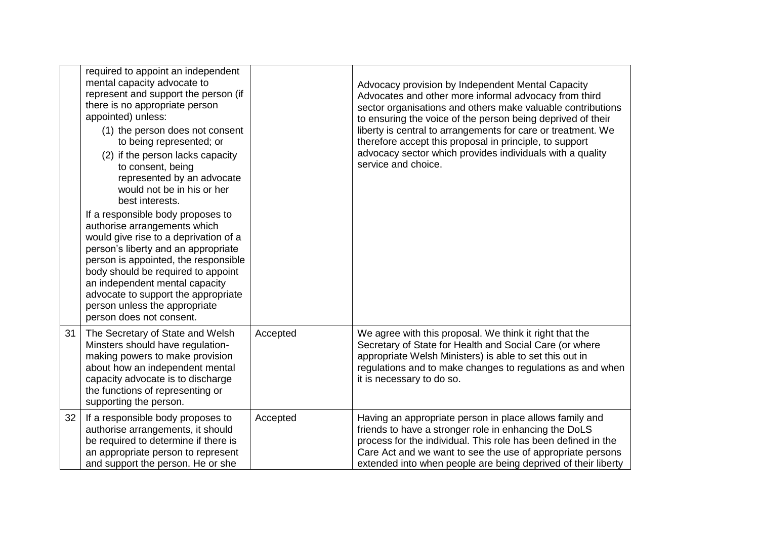| | | | |
|---|---|---|---|
| | required to appoint an independent mental capacity advocate to represent and support the person (if there is no appropriate person appointed) unless:<br>(1) the person does not consent to being represented; or<br>(2) if the person lacks capacity to consent, being represented by an advocate would not be in his or her best interests.<br>If a responsible body proposes to authorise arrangements which would give rise to a deprivation of a person's liberty and an appropriate person is appointed, the responsible body should be required to appoint an independent mental capacity advocate to support the appropriate person unless the appropriate person does not consent. | | Advocacy provision by Independent Mental Capacity Advocates and other more informal advocacy from third sector organisations and others make valuable contributions to ensuring the voice of the person being deprived of their liberty is central to arrangements for care or treatment. We therefore accept this proposal in principle, to support advocacy sector which provides individuals with a quality service and choice. |
| 31 | The Secretary of State and Welsh Minsters should have regulation-making powers to make provision about how an independent mental capacity advocate is to discharge the functions of representing or supporting the person. | Accepted | We agree with this proposal. We think it right that the Secretary of State for Health and Social Care (or where appropriate Welsh Ministers) is able to set this out in regulations and to make changes to regulations as and when it is necessary to do so. |
| 32 | If a responsible body proposes to authorise arrangements, it should be required to determine if there is an appropriate person to represent and support the person. He or she | Accepted | Having an appropriate person in place allows family and friends to have a stronger role in enhancing the DoLS process for the individual. This role has been defined in the Care Act and we want to see the use of appropriate persons extended into when people are being deprived of their liberty |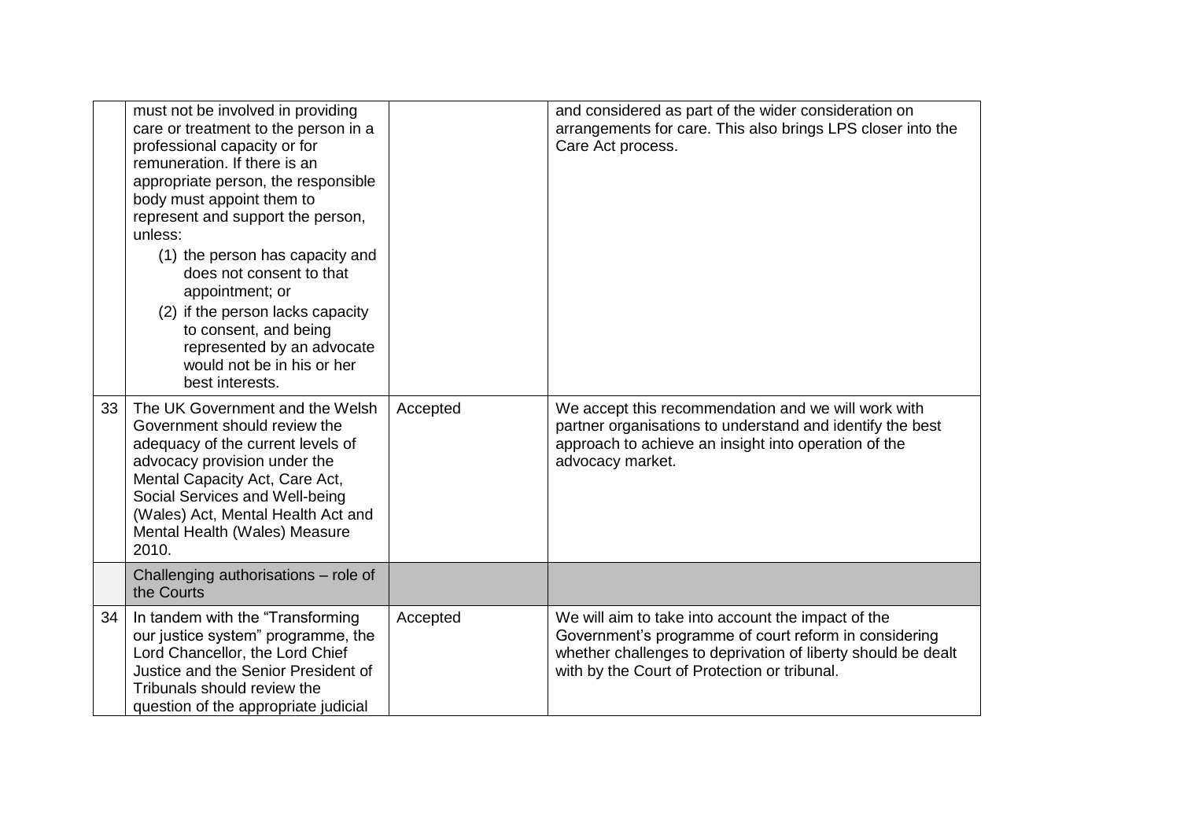| | | | |
|---|---|---|---|
| | must not be involved in providing care or treatment to the person in a professional capacity or for remuneration. If there is an appropriate person, the responsible body must appoint them to represent and support the person, unless:<br>(1) the person has capacity and does not consent to that appointment; or<br>(2) if the person lacks capacity to consent, and being represented by an advocate would not be in his or her best interests. | | and considered as part of the wider consideration on arrangements for care. This also brings LPS closer into the Care Act process. |
| 33 | The UK Government and the Welsh Government should review the adequacy of the current levels of advocacy provision under the Mental Capacity Act, Care Act, Social Services and Well-being (Wales) Act, Mental Health Act and Mental Health (Wales) Measure 2010. | Accepted | We accept this recommendation and we will work with partner organisations to understand and identify the best approach to achieve an insight into operation of the advocacy market. |
| | Challenging authorisations – role of the Courts | | |
| 34 | In tandem with the "Transforming our justice system" programme, the Lord Chancellor, the Lord Chief Justice and the Senior President of Tribunals should review the question of the appropriate judicial | Accepted | We will aim to take into account the impact of the Government's programme of court reform in considering whether challenges to deprivation of liberty should be dealt with by the Court of Protection or tribunal. |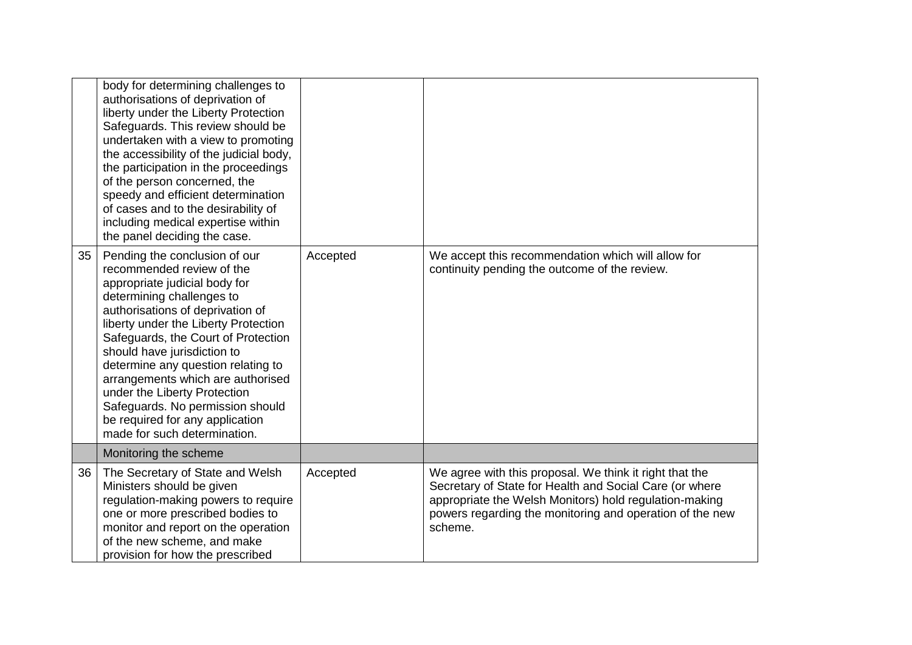| | | | |
|---|---|---|---|
| | body for determining challenges to authorisations of deprivation of liberty under the Liberty Protection Safeguards. This review should be undertaken with a view to promoting the accessibility of the judicial body, the participation in the proceedings of the person concerned, the speedy and efficient determination of cases and to the desirability of including medical expertise within the panel deciding the case. | | |
| 35 | Pending the conclusion of our recommended review of the appropriate judicial body for determining challenges to authorisations of deprivation of liberty under the Liberty Protection Safeguards, the Court of Protection should have jurisdiction to determine any question relating to arrangements which are authorised under the Liberty Protection Safeguards. No permission should be required for any application made for such determination. | Accepted | We accept this recommendation which will allow for continuity pending the outcome of the review. |
| | Monitoring the scheme | | |
| 36 | The Secretary of State and Welsh Ministers should be given regulation-making powers to require one or more prescribed bodies to monitor and report on the operation of the new scheme, and make provision for how the prescribed | Accepted | We agree with this proposal. We think it right that the Secretary of State for Health and Social Care (or where appropriate the Welsh Monitors) hold regulation-making powers regarding the monitoring and operation of the new scheme. |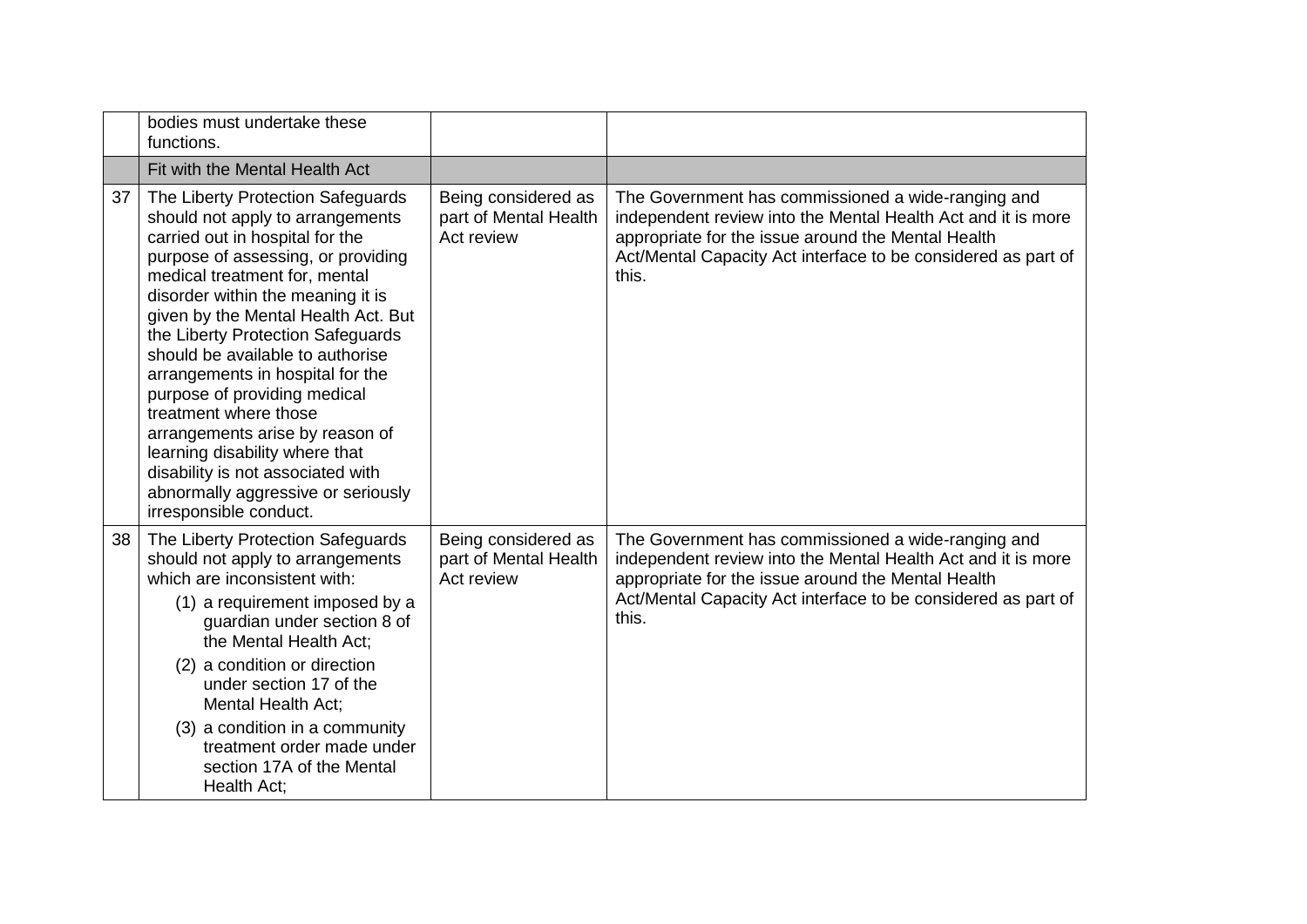| | | | |
|---|---|---|---|
| | bodies must undertake these functions. | | |
| | Fit with the Mental Health Act | | |
| 37 | The Liberty Protection Safeguards should not apply to arrangements carried out in hospital for the purpose of assessing, or providing medical treatment for, mental disorder within the meaning it is given by the Mental Health Act. But the Liberty Protection Safeguards should be available to authorise arrangements in hospital for the purpose of providing medical treatment where those arrangements arise by reason of learning disability where that disability is not associated with abnormally aggressive or seriously irresponsible conduct. | Being considered as part of Mental Health Act review | The Government has commissioned a wide-ranging and independent review into the Mental Health Act and it is more appropriate for the issue around the Mental Health Act/Mental Capacity Act interface to be considered as part of this. |
| 38 | The Liberty Protection Safeguards should not apply to arrangements which are inconsistent with: (1) a requirement imposed by a guardian under section 8 of the Mental Health Act; (2) a condition or direction under section 17 of the Mental Health Act; (3) a condition in a community treatment order made under section 17A of the Mental Health Act; | Being considered as part of Mental Health Act review | The Government has commissioned a wide-ranging and independent review into the Mental Health Act and it is more appropriate for the issue around the Mental Health Act/Mental Capacity Act interface to be considered as part of this. |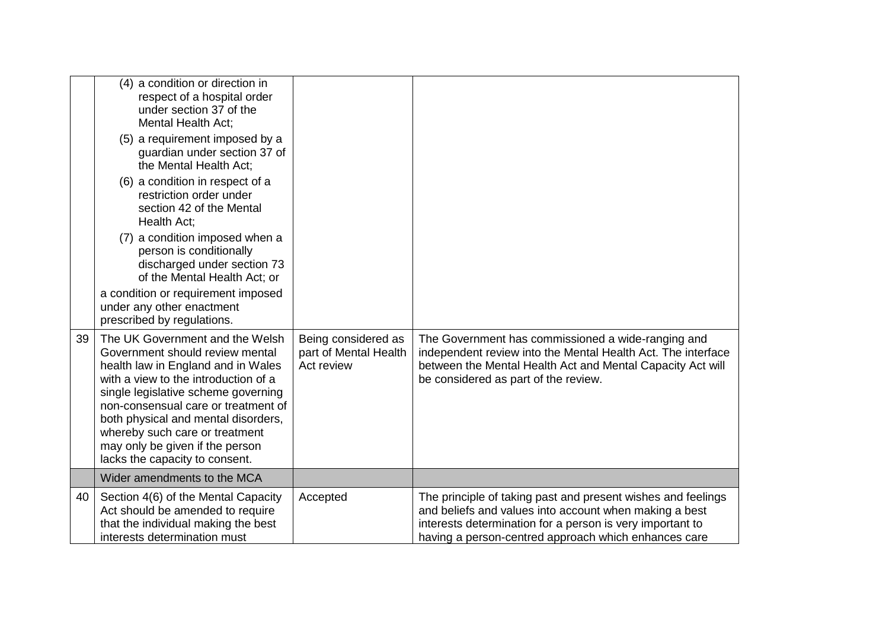| | | | |
|---|---|---|---|
| | (4) a condition or direction in respect of a hospital order under section 37 of the Mental Health Act;<br>(5) a requirement imposed by a guardian under section 37 of the Mental Health Act;<br>(6) a condition in respect of a restriction order under section 42 of the Mental Health Act;<br>(7) a condition imposed when a person is conditionally discharged under section 73 of the Mental Health Act; or<br>a condition or requirement imposed under any other enactment prescribed by regulations. | | |
| 39 | The UK Government and the Welsh Government should review mental health law in England and in Wales with a view to the introduction of a single legislative scheme governing non-consensual care or treatment of both physical and mental disorders, whereby such care or treatment may only be given if the person lacks the capacity to consent. | Being considered as part of Mental Health Act review | The Government has commissioned a wide-ranging and independent review into the Mental Health Act. The interface between the Mental Health Act and Mental Capacity Act will be considered as part of the review. |
| | Wider amendments to the MCA | | |
| 40 | Section 4(6) of the Mental Capacity Act should be amended to require that the individual making the best interests determination must | Accepted | The principle of taking past and present wishes and feelings and beliefs and values into account when making a best interests determination for a person is very important to having a person-centred approach which enhances care |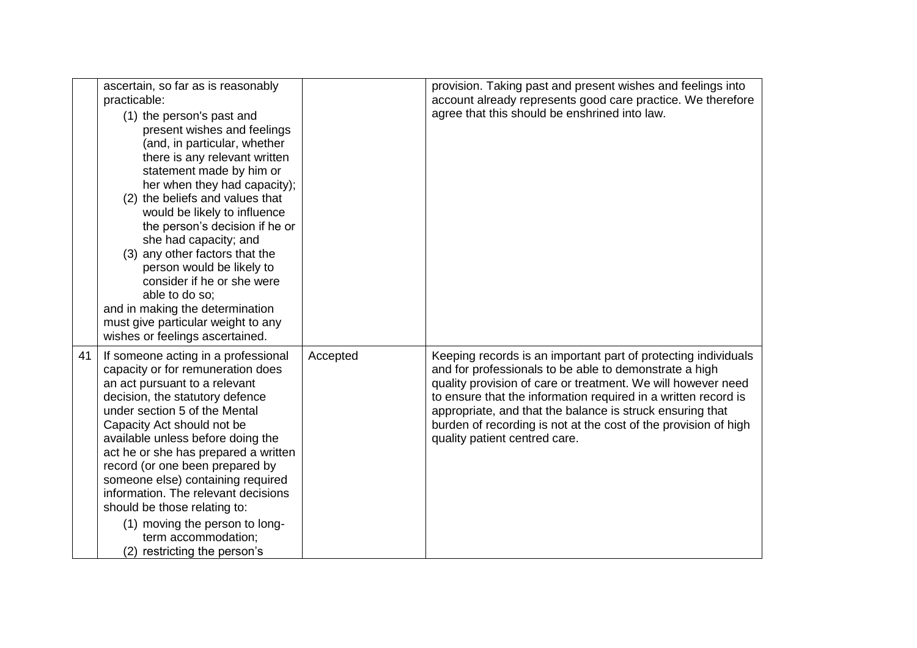|  |  |  |  |
|---|---|---|---|
|  | ascertain, so far as is reasonably practicable:<br>(1) the person's past and present wishes and feelings (and, in particular, whether there is any relevant written statement made by him or her when they had capacity);<br>(2) the beliefs and values that would be likely to influence the person's decision if he or she had capacity; and<br>(3) any other factors that the person would be likely to consider if he or she were able to do so;<br>and in making the determination must give particular weight to any wishes or feelings ascertained. |  | provision. Taking past and present wishes and feelings into account already represents good care practice. We therefore agree that this should be enshrined into law. |
| 41 | If someone acting in a professional capacity or for remuneration does an act pursuant to a relevant decision, the statutory defence under section 5 of the Mental Capacity Act should not be available unless before doing the act he or she has prepared a written record (or one been prepared by someone else) containing required information. The relevant decisions should be those relating to:<br>(1) moving the person to long-term accommodation;<br>(2) restricting the person's | Accepted | Keeping records is an important part of protecting individuals and for professionals to be able to demonstrate a high quality provision of care or treatment. We will however need to ensure that the information required in a written record is appropriate, and that the balance is struck ensuring that burden of recording is not at the cost of the provision of high quality patient centred care. |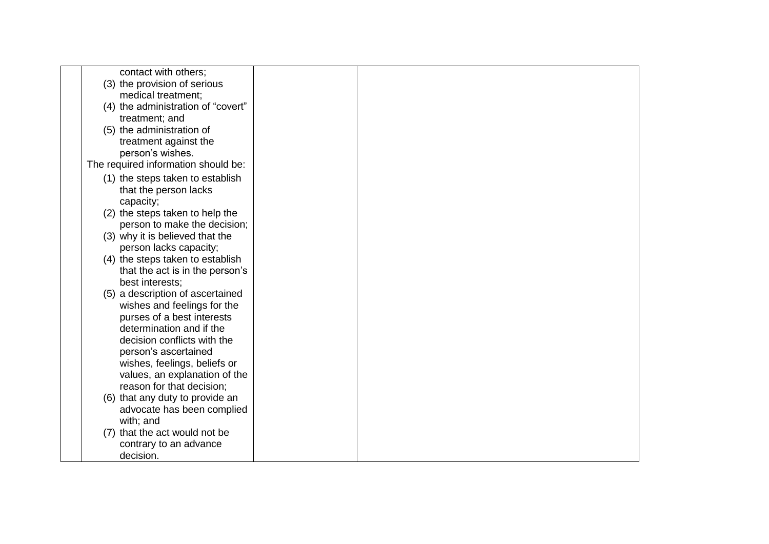| | | | |
|---|---|---|---|
| | contact with others;<br>(3) the provision of serious medical treatment;<br>(4) the administration of "covert" treatment; and<br>(5) the administration of treatment against the person's wishes.<br>The required information should be:<br>(1) the steps taken to establish that the person lacks capacity;<br>(2) the steps taken to help the person to make the decision;<br>(3) why it is believed that the person lacks capacity;<br>(4) the steps taken to establish that the act is in the person's best interests;<br>(5) a description of ascertained wishes and feelings for the purses of a best interests determination and if the decision conflicts with the person's ascertained wishes, feelings, beliefs or values, an explanation of the reason for that decision;<br>(6) that any duty to provide an advocate has been complied with; and<br>(7) that the act would not be contrary to an advance decision. | | |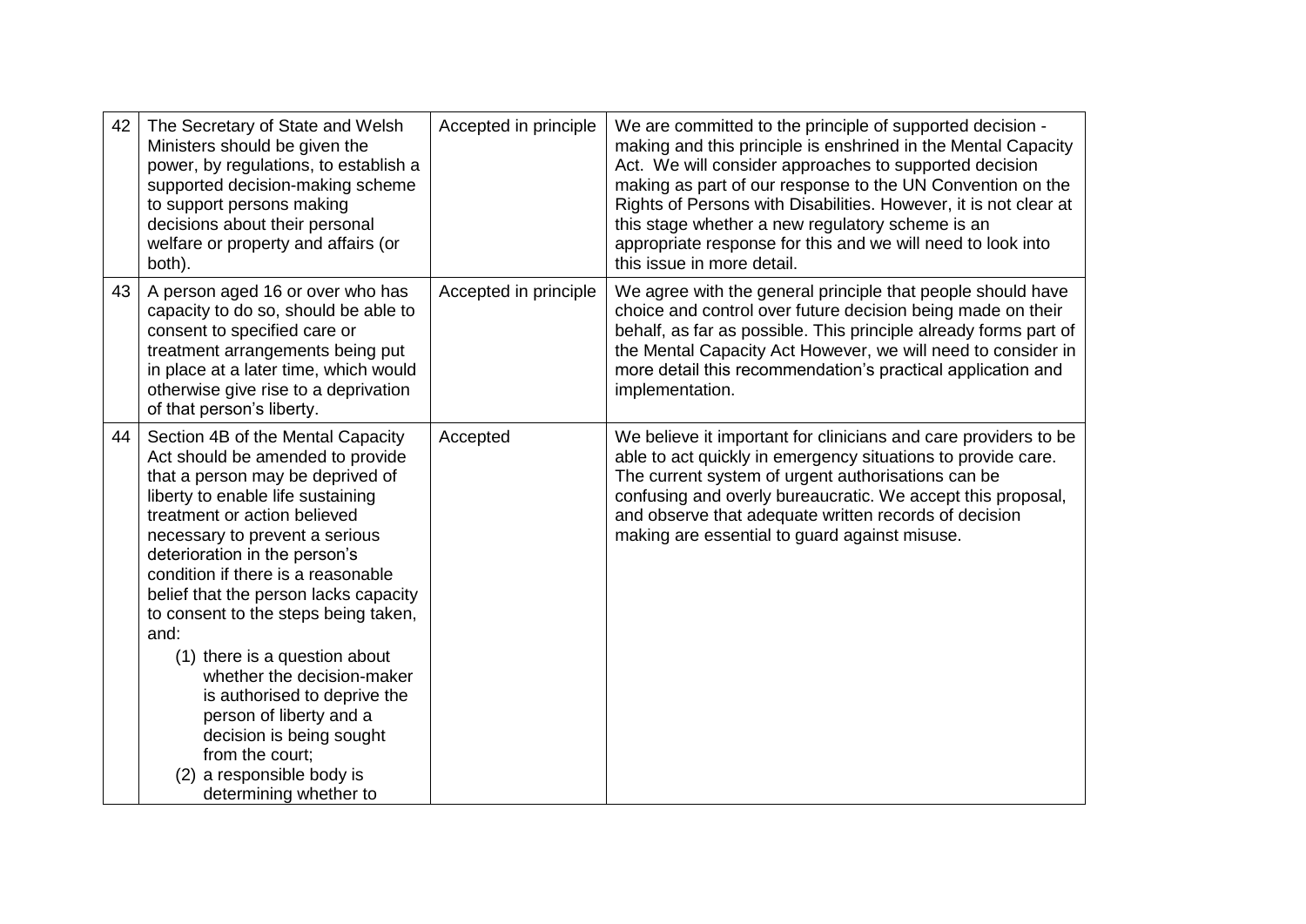| | | | |
|---|---|---|---|
| 42 | The Secretary of State and Welsh Ministers should be given the power, by regulations, to establish a supported decision-making scheme to support persons making decisions about their personal welfare or property and affairs (or both). | Accepted in principle | We are committed to the principle of supported decision - making and this principle is enshrined in the Mental Capacity Act. We will consider approaches to supported decision making as part of our response to the UN Convention on the Rights of Persons with Disabilities. However, it is not clear at this stage whether a new regulatory scheme is an appropriate response for this and we will need to look into this issue in more detail. |
| 43 | A person aged 16 or over who has capacity to do so, should be able to consent to specified care or treatment arrangements being put in place at a later time, which would otherwise give rise to a deprivation of that person's liberty. | Accepted in principle | We agree with the general principle that people should have choice and control over future decision being made on their behalf, as far as possible. This principle already forms part of the Mental Capacity Act However, we will need to consider in more detail this recommendation's practical application and implementation. |
| 44 | Section 4B of the Mental Capacity Act should be amended to provide that a person may be deprived of liberty to enable life sustaining treatment or action believed necessary to prevent a serious deterioration in the person's condition if there is a reasonable belief that the person lacks capacity to consent to the steps being taken, and: (1) there is a question about whether the decision-maker is authorised to deprive the person of liberty and a decision is being sought from the court; (2) a responsible body is determining whether to | Accepted | We believe it important for clinicians and care providers to be able to act quickly in emergency situations to provide care. The current system of urgent authorisations can be confusing and overly bureaucratic. We accept this proposal, and observe that adequate written records of decision making are essential to guard against misuse. |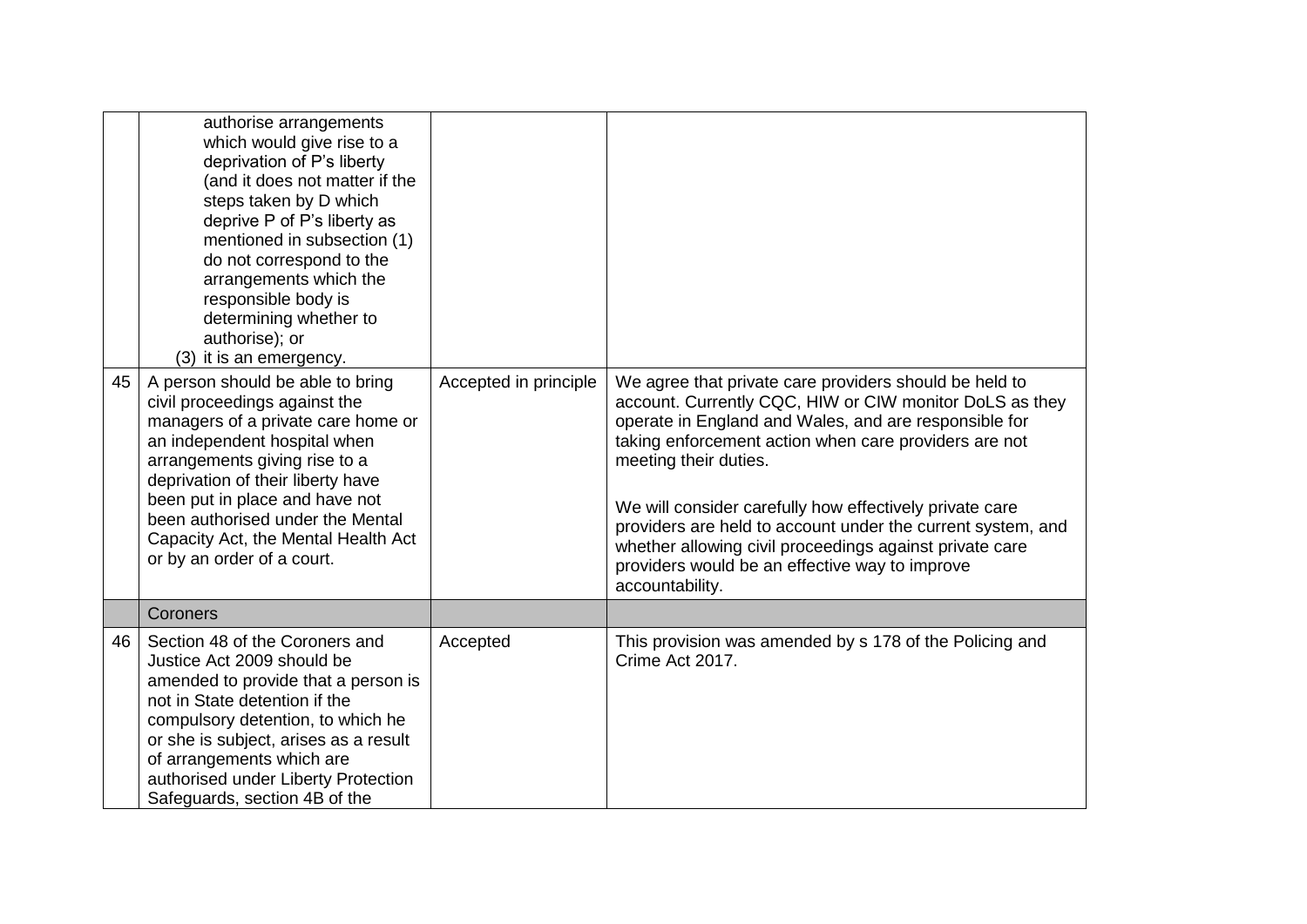| | | | |
|---|---|---|---|
| | authorise arrangements which would give rise to a deprivation of P's liberty (and it does not matter if the steps taken by D which deprive P of P's liberty as mentioned in subsection (1) do not correspond to the arrangements which the responsible body is determining whether to authorise); or<br>(3) it is an emergency. | | |
| 45 | A person should be able to bring civil proceedings against the managers of a private care home or an independent hospital when arrangements giving rise to a deprivation of their liberty have been put in place and have not been authorised under the Mental Capacity Act, the Mental Health Act or by an order of a court. | Accepted in principle | We agree that private care providers should be held to account. Currently CQC, HIW or CIW monitor DoLS as they operate in England and Wales, and are responsible for taking enforcement action when care providers are not meeting their duties.<br><br>We will consider carefully how effectively private care providers are held to account under the current system, and whether allowing civil proceedings against private care providers would be an effective way to improve accountability. |
| | Coroners | | |
| 46 | Section 48 of the Coroners and Justice Act 2009 should be amended to provide that a person is not in State detention if the compulsory detention, to which he or she is subject, arises as a result of arrangements which are authorised under Liberty Protection Safeguards, section 4B of the | Accepted | This provision was amended by s 178 of the Policing and Crime Act 2017. |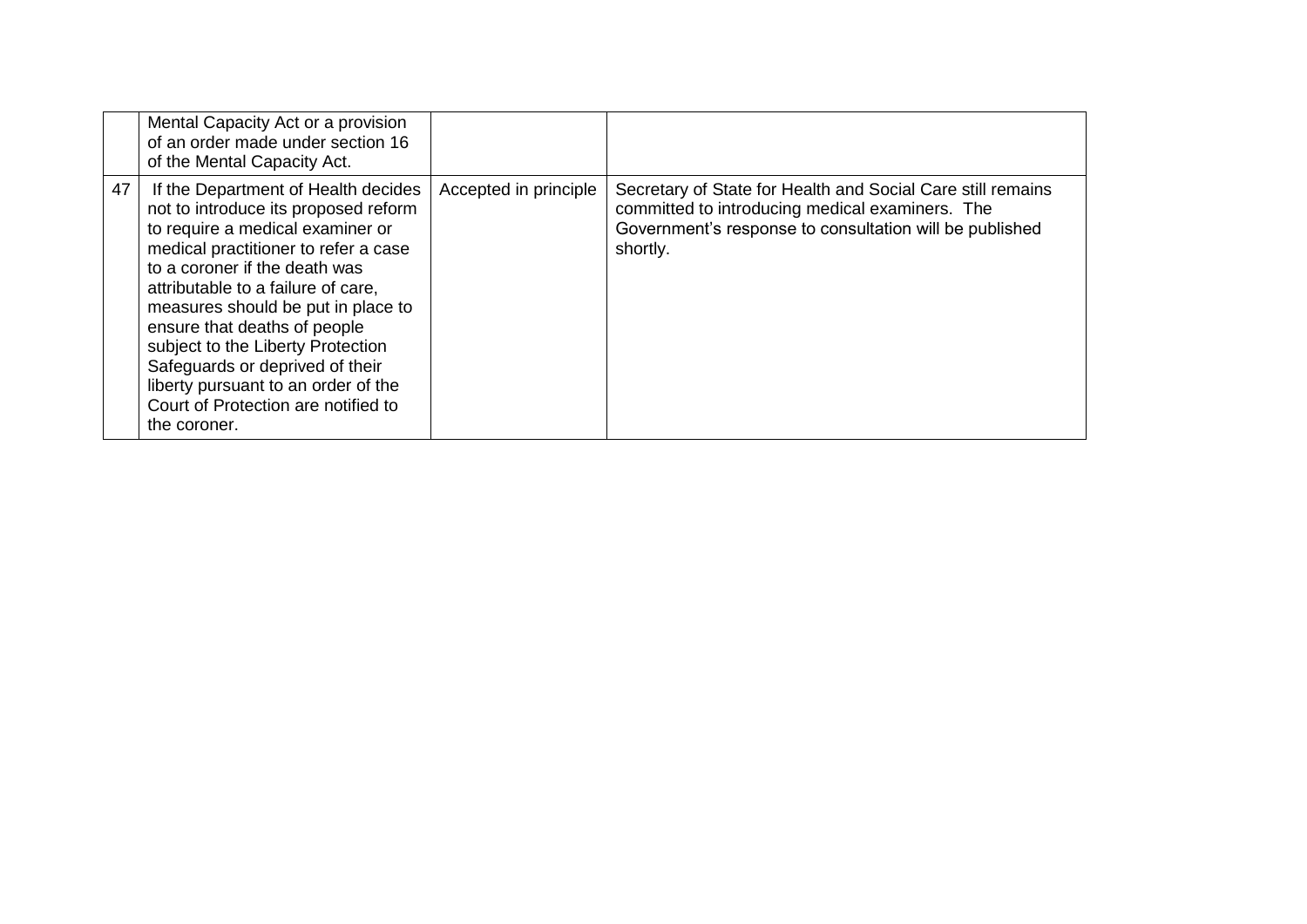| | | | |
|---|---|---|---|
| | Mental Capacity Act or a provision of an order made under section 16 of the Mental Capacity Act. | | |
| 47 | If the Department of Health decides not to introduce its proposed reform to require a medical examiner or medical practitioner to refer a case to a coroner if the death was attributable to a failure of care, measures should be put in place to ensure that deaths of people subject to the Liberty Protection Safeguards or deprived of their liberty pursuant to an order of the Court of Protection are notified to the coroner. | Accepted in principle | Secretary of State for Health and Social Care still remains committed to introducing medical examiners. The Government's response to consultation will be published shortly. |